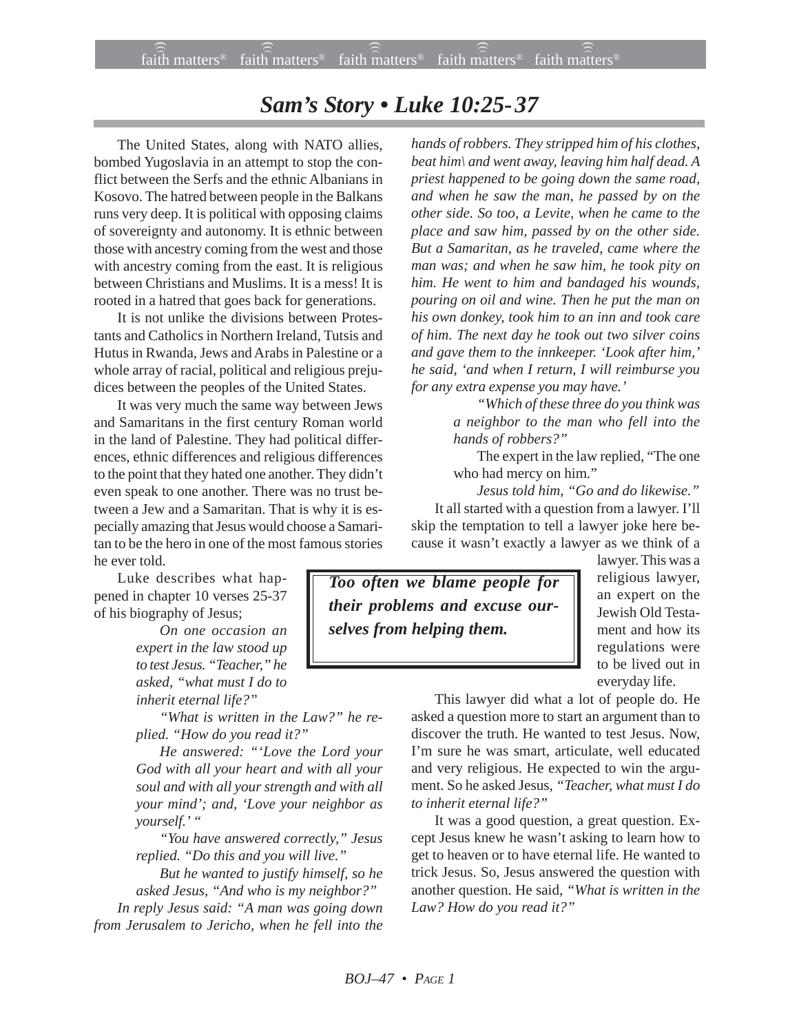# Sam's Story • Luke 10:25-37

The United States, along with NATO allies, bombed Yugoslavia in an attempt to stop the conflict between the Serfs and the ethnic Albanians in Kosovo. The hatred between people in the Balkans runs very deep. It is political with opposing claims of sovereignty and autonomy. It is ethnic between those with ancestry coming from the west and those with ancestry coming from the east. It is religious between Christians and Muslims. It is a mess! It is rooted in a hatred that goes back for generations.

It is not unlike the divisions between Protestants and Catholics in Northern Ireland, Tutsis and Hutus in Rwanda, Jews and Arabs in Palestine or a whole array of racial, political and religious prejudices between the peoples of the United States.

It was very much the same way between Jews and Samaritans in the first century Roman world in the land of Palestine. They had political differences, ethnic differences and religious differences to the point that they hated one another. They didn't even speak to one another. There was no trust between a Jew and a Samaritan. That is why it is especially amazing that Jesus would choose a Samaritan to be the hero in one of the most famous stories he ever told.

Luke describes what happened in chapter 10 verses 25-37 of his biography of Jesus;

> *On one occasion an expert in the law stood up to test Jesus. "Teacher," he asked, "what must I do to inherit eternal life?"*
>
> *"What is written in the Law?" he replied. "How do you read it?"*
>
> *He answered: "'Love the Lord your God with all your heart and with all your soul and with all your strength and with all your mind'; and, 'Love your neighbor as yourself.' "*
>
> *"You have answered correctly," Jesus replied. "Do this and you will live."*
>
> *But he wanted to justify himself, so he asked Jesus, "And who is my neighbor?"*
>
> *In reply Jesus said: "A man was going down from Jerusalem to Jericho, when he fell into the hands of robbers. They stripped him of his clothes, beat him\ and went away, leaving him half dead. A priest happened to be going down the same road, and when he saw the man, he passed by on the other side. So too, a Levite, when he came to the place and saw him, passed by on the other side. But a Samaritan, as he traveled, came where the man was; and when he saw him, he took pity on him. He went to him and bandaged his wounds, pouring on oil and wine. Then he put the man on his own donkey, took him to an inn and took care of him. The next day he took out two silver coins and gave them to the innkeeper. 'Look after him,' he said, 'and when I return, I will reimburse you for any extra expense you may have.'*
>
> *"Which of these three do you think was a neighbor to the man who fell into the hands of robbers?"*
>
> The expert in the law replied, "The one who had mercy on him."
>
> *Jesus told him, "Go and do likewise."*

It all started with a question from a lawyer. I'll skip the temptation to tell a lawyer joke here because it wasn't exactly a lawyer as we think of a lawyer. This was a religious lawyer, an expert on the Jewish Old Testament and how its regulations were to be lived out in everyday life.

> ***Too often we blame people for their problems and excuse ourselves from helping them.***

This lawyer did what a lot of people do. He asked a question more to start an argument than to discover the truth. He wanted to test Jesus. Now, I'm sure he was smart, articulate, well educated and very religious. He expected to win the argument. So he asked Jesus, *"Teacher, what must I do to inherit eternal life?"*

It was a good question, a great question. Except Jesus knew he wasn't asking to learn how to get to heaven or to have eternal life. He wanted to trick Jesus. So, Jesus answered the question with another question. He said, *"What is written in the Law? How do you read it?"*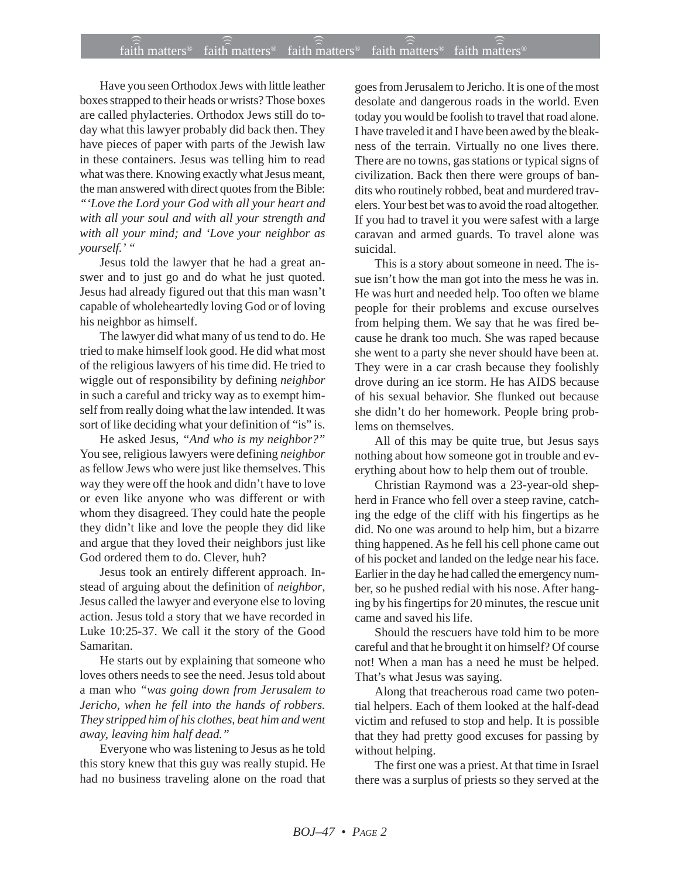Have you seen Orthodox Jews with little leather boxes strapped to their heads or wrists? Those boxes are called phylacteries. Orthodox Jews still do today what this lawyer probably did back then. They have pieces of paper with parts of the Jewish law in these containers. Jesus was telling him to read what was there. Knowing exactly what Jesus meant, the man answered with direct quotes from the Bible: *"'Love the Lord your God with all your heart and with all your soul and with all your strength and with all your mind; and 'Love your neighbor as yourself.' "*

Jesus told the lawyer that he had a great answer and to just go and do what he just quoted. Jesus had already figured out that this man wasn't capable of wholeheartedly loving God or of loving his neighbor as himself.

The lawyer did what many of us tend to do. He tried to make himself look good. He did what most of the religious lawyers of his time did. He tried to wiggle out of responsibility by defining *neighbor* in such a careful and tricky way as to exempt himself from really doing what the law intended. It was sort of like deciding what your definition of "is" is.

He asked Jesus, *"And who is my neighbor?"* You see, religious lawyers were defining *neighbor* as fellow Jews who were just like themselves. This way they were off the hook and didn't have to love or even like anyone who was different or with whom they disagreed. They could hate the people they didn't like and love the people they did like and argue that they loved their neighbors just like God ordered them to do. Clever, huh?

Jesus took an entirely different approach. Instead of arguing about the definition of *neighbor*, Jesus called the lawyer and everyone else to loving action. Jesus told a story that we have recorded in Luke 10:25-37. We call it the story of the Good Samaritan.

He starts out by explaining that someone who loves others needs to see the need. Jesus told about a man who *"was going down from Jerusalem to Jericho, when he fell into the hands of robbers. They stripped him of his clothes, beat him and went away, leaving him half dead."*

Everyone who was listening to Jesus as he told this story knew that this guy was really stupid. He had no business traveling alone on the road that goes from Jerusalem to Jericho. It is one of the most desolate and dangerous roads in the world. Even today you would be foolish to travel that road alone. I have traveled it and I have been awed by the bleakness of the terrain. Virtually no one lives there. There are no towns, gas stations or typical signs of civilization. Back then there were groups of bandits who routinely robbed, beat and murdered travelers. Your best bet was to avoid the road altogether. If you had to travel it you were safest with a large caravan and armed guards. To travel alone was suicidal.

This is a story about someone in need. The issue isn't how the man got into the mess he was in. He was hurt and needed help. Too often we blame people for their problems and excuse ourselves from helping them. We say that he was fired because he drank too much. She was raped because she went to a party she never should have been at. They were in a car crash because they foolishly drove during an ice storm. He has AIDS because of his sexual behavior. She flunked out because she didn't do her homework. People bring problems on themselves.

All of this may be quite true, but Jesus says nothing about how someone got in trouble and everything about how to help them out of trouble.

Christian Raymond was a 23-year-old shepherd in France who fell over a steep ravine, catching the edge of the cliff with his fingertips as he did. No one was around to help him, but a bizarre thing happened. As he fell his cell phone came out of his pocket and landed on the ledge near his face. Earlier in the day he had called the emergency number, so he pushed redial with his nose. After hanging by his fingertips for 20 minutes, the rescue unit came and saved his life.

Should the rescuers have told him to be more careful and that he brought it on himself? Of course not! When a man has a need he must be helped. That's what Jesus was saying.

Along that treacherous road came two potential helpers. Each of them looked at the half-dead victim and refused to stop and help. It is possible that they had pretty good excuses for passing by without helping.

The first one was a priest. At that time in Israel there was a surplus of priests so they served at the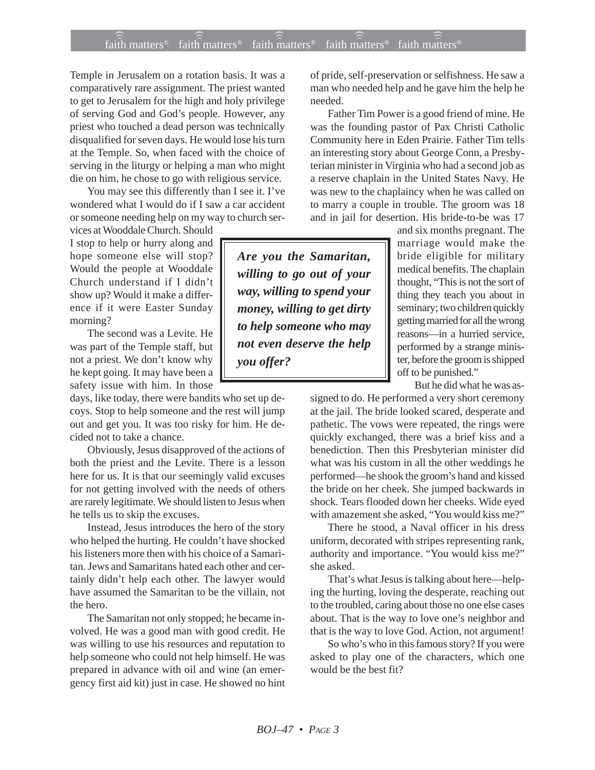Temple in Jerusalem on a rotation basis. It was a comparatively rare assignment. The priest wanted to get to Jerusalem for the high and holy privilege of serving God and God's people. However, any priest who touched a dead person was technically disqualified for seven days. He would lose his turn at the Temple. So, when faced with the choice of serving in the liturgy or helping a man who might die on him, he chose to go with religious service.

You may see this differently than I see it. I've wondered what I would do if I saw a car accident or someone needing help on my way to church services at Wooddale Church. Should I stop to help or hurry along and hope someone else will stop? Would the people at Wooddale Church understand if I didn't show up? Would it make a difference if it were Easter Sunday morning?

The second was a Levite. He was part of the Temple staff, but not a priest. We don't know why he kept going. It may have been a safety issue with him. In those days, like today, there were bandits who set up decoys. Stop to help someone and the rest will jump out and get you. It was too risky for him. He decided not to take a chance.

Obviously, Jesus disapproved of the actions of both the priest and the Levite. There is a lesson here for us. It is that our seemingly valid excuses for not getting involved with the needs of others are rarely legitimate. We should listen to Jesus when he tells us to skip the excuses.

Instead, Jesus introduces the hero of the story who helped the hurting. He couldn't have shocked his listeners more then with his choice of a Samaritan. Jews and Samaritans hated each other and certainly didn't help each other. The lawyer would have assumed the Samaritan to be the villain, not the hero.

The Samaritan not only stopped; he became involved. He was a good man with good credit. He was willing to use his resources and reputation to help someone who could not help himself. He was prepared in advance with oil and wine (an emergency first aid kit) just in case. He showed no hint of pride, self-preservation or selfishness. He saw a man who needed help and he gave him the help he needed.

***Are you the Samaritan, willing to go out of your way, willing to spend your money, willing to get dirty to help someone who may not even deserve the help you offer?***

Father Tim Power is a good friend of mine. He was the founding pastor of Pax Christi Catholic Community here in Eden Prairie. Father Tim tells an interesting story about George Conn, a Presbyterian minister in Virginia who had a second job as a reserve chaplain in the United States Navy. He was new to the chaplaincy when he was called on to marry a couple in trouble. The groom was 18 and in jail for desertion. His bride-to-be was 17 and six months pregnant. The marriage would make the bride eligible for military medical benefits. The chaplain thought, "This is not the sort of thing they teach you about in seminary; two children quickly getting married for all the wrong reasons—in a hurried service, performed by a strange minister, before the groom is shipped off to be punished."

But he did what he was assigned to do. He performed a very short ceremony at the jail. The bride looked scared, desperate and pathetic. The vows were repeated, the rings were quickly exchanged, there was a brief kiss and a benediction. Then this Presbyterian minister did what was his custom in all the other weddings he performed—he shook the groom's hand and kissed the bride on her cheek. She jumped backwards in shock. Tears flooded down her cheeks. Wide eyed with amazement she asked, "You would kiss me?"

There he stood, a Naval officer in his dress uniform, decorated with stripes representing rank, authority and importance. "You would kiss me?" she asked.

That's what Jesus is talking about here—helping the hurting, loving the desperate, reaching out to the troubled, caring about those no one else cares about. That is the way to love one's neighbor and that is the way to love God. Action, not argument!

So who's who in this famous story? If you were asked to play one of the characters, which one would be the best fit?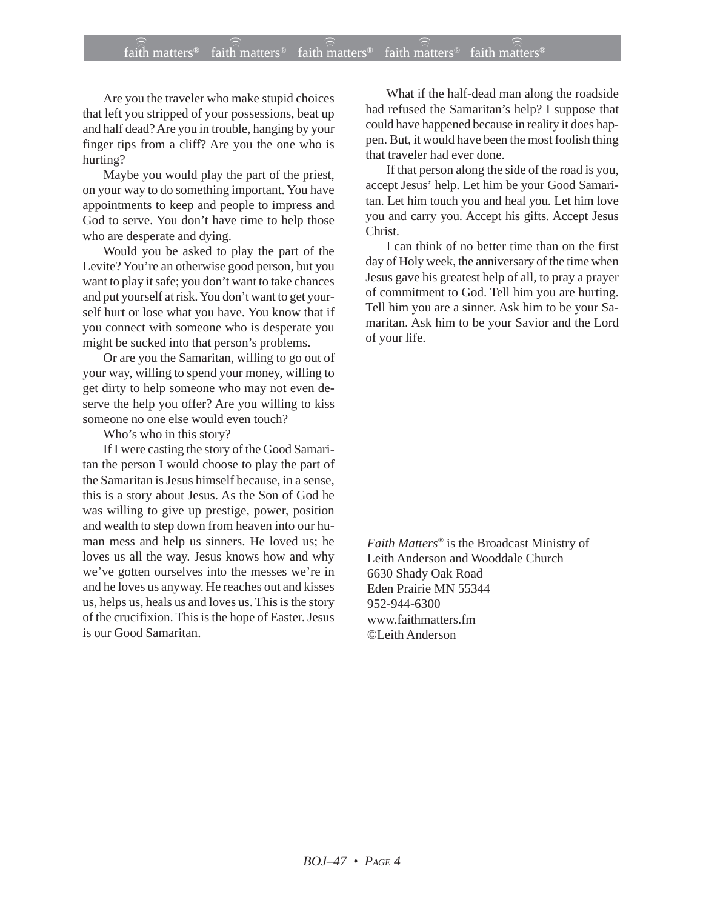Are you the traveler who make stupid choices that left you stripped of your possessions, beat up and half dead? Are you in trouble, hanging by your finger tips from a cliff? Are you the one who is hurting?

Maybe you would play the part of the priest, on your way to do something important. You have appointments to keep and people to impress and God to serve. You don't have time to help those who are desperate and dying.

Would you be asked to play the part of the Levite? You're an otherwise good person, but you want to play it safe; you don't want to take chances and put yourself at risk. You don't want to get yourself hurt or lose what you have. You know that if you connect with someone who is desperate you might be sucked into that person's problems.

Or are you the Samaritan, willing to go out of your way, willing to spend your money, willing to get dirty to help someone who may not even deserve the help you offer? Are you willing to kiss someone no one else would even touch?

Who's who in this story?

If I were casting the story of the Good Samaritan the person I would choose to play the part of the Samaritan is Jesus himself because, in a sense, this is a story about Jesus. As the Son of God he was willing to give up prestige, power, position and wealth to step down from heaven into our human mess and help us sinners. He loved us; he loves us all the way. Jesus knows how and why we've gotten ourselves into the messes we're in and he loves us anyway. He reaches out and kisses us, helps us, heals us and loves us. This is the story of the crucifixion. This is the hope of Easter. Jesus is our Good Samaritan.

What if the half-dead man along the roadside had refused the Samaritan's help? I suppose that could have happened because in reality it does happen. But, it would have been the most foolish thing that traveler had ever done.

If that person along the side of the road is you, accept Jesus' help. Let him be your Good Samaritan. Let him touch you and heal you. Let him love you and carry you. Accept his gifts. Accept Jesus Christ.

I can think of no better time than on the first day of Holy week, the anniversary of the time when Jesus gave his greatest help of all, to pray a prayer of commitment to God. Tell him you are hurting. Tell him you are a sinner. Ask him to be your Samaritan. Ask him to be your Savior and the Lord of your life.

*Faith Matters*® is the Broadcast Ministry of
Leith Anderson and Wooddale Church
6630 Shady Oak Road
Eden Prairie MN 55344
952-944-6300
www.faithmatters.fm
©Leith Anderson